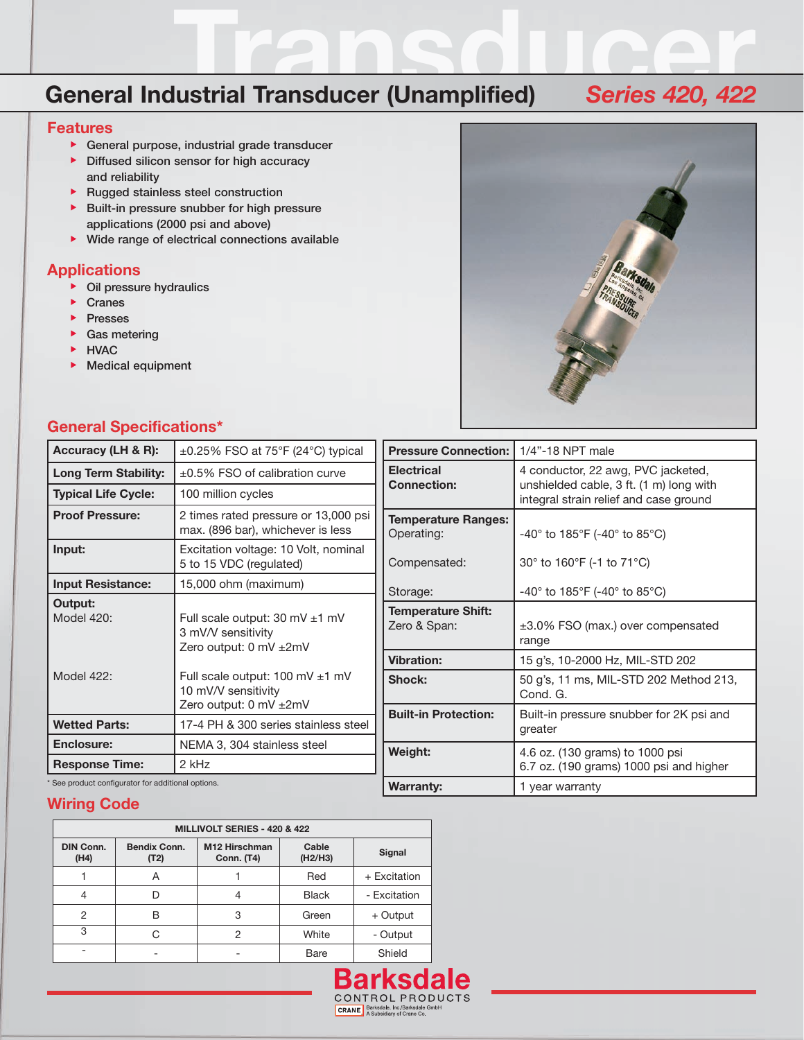# General Industrial Transducer (Unamplified)

## Series 420, 422

## Features

- General purpose, industrial grade transducer
- Diffused silicon sensor for high accuracy and reliability
- Rugged stainless steel construction
- Built-in pressure snubber for high pressure applications (2000 psi and above)
- Wide range of electrical connections available

## Applications

- Oil pressure hydraulics
- Cranes
- Presses
- Gas metering
- HVAC
- Medical equipment

## General Specifications*

| | |
|---|---|
| **Accuracy (LH & R):** | ±0.25% FSO at 75°F (24°C) typical |
| **Long Term Stability:** | ±0.5% FSO of calibration curve |
| **Typical Life Cycle:** | 100 million cycles |
| **Proof Pressure:** | 2 times rated pressure or 13,000 psi max. (896 bar), whichever is less |
| **Input:** | Excitation voltage: 10 Volt, nominal 5 to 15 VDC (regulated) |
| **Input Resistance:** | 15,000 ohm (maximum) |
| **Output:** Model 420: | Full scale output: 30 mV ±1 mV<br>3 mV/V sensitivity<br>Zero output: 0 mV ±2mV |
| Model 422: | Full scale output: 100 mV ±1 mV<br>10 mV/V sensitivity<br>Zero output: 0 mV ±2mV |
| **Wetted Parts:** | 17-4 PH & 300 series stainless steel |
| **Enclosure:** | NEMA 3, 304 stainless steel |
| **Response Time:** | 2 kHz |

| | |
|---|---|
| **Pressure Connection:** | 1/4"-18 NPT male |
| **Electrical Connection:** | 4 conductor, 22 awg, PVC jacketed, unshielded cable, 3 ft. (1 m) long with integral strain relief and case ground |
| **Temperature Ranges:** Operating: | -40° to 185°F (-40° to 85°C) |
| Compensated: | 30° to 160°F (-1 to 71°C) |
| Storage: | -40° to 185°F (-40° to 85°C) |
| **Temperature Shift:** Zero & Span: | ±3.0% FSO (max.) over compensated range |
| **Vibration:** | 15 g's, 10-2000 Hz, MIL-STD 202 |
| **Shock:** | 50 g's, 11 ms, MIL-STD 202 Method 213, Cond. G. |
| **Built-in Protection:** | Built-in pressure snubber for 2K psi and greater |
| **Weight:** | 4.6 oz. (130 grams) to 1000 psi<br>6.7 oz. (190 grams) 1000 psi and higher |
| **Warranty:** | 1 year warranty |

\* See product configurator for additional options.

## Wiring Code

| MILLIVOLT SERIES - 420 & 422 | | | | |
|---|---|---|---|---|
| **DIN Conn. (H4)** | **Bendix Conn. (T2)** | **M12 Hirschman Conn. (T4)** | **Cable (H2/H3)** | **Signal** |
| 1 | A | 1 | Red | + Excitation |
| 4 | D | 4 | Black | - Excitation |
| 2 | B | 3 | Green | + Output |
| 3 | C | 2 | White | - Output |
| - | - | - | Bare | Shield |

Barksdale CONTROL PRODUCTS
CRANE Barksdale, Inc./Barksdale GmbH A Subsidiary of Crane Co.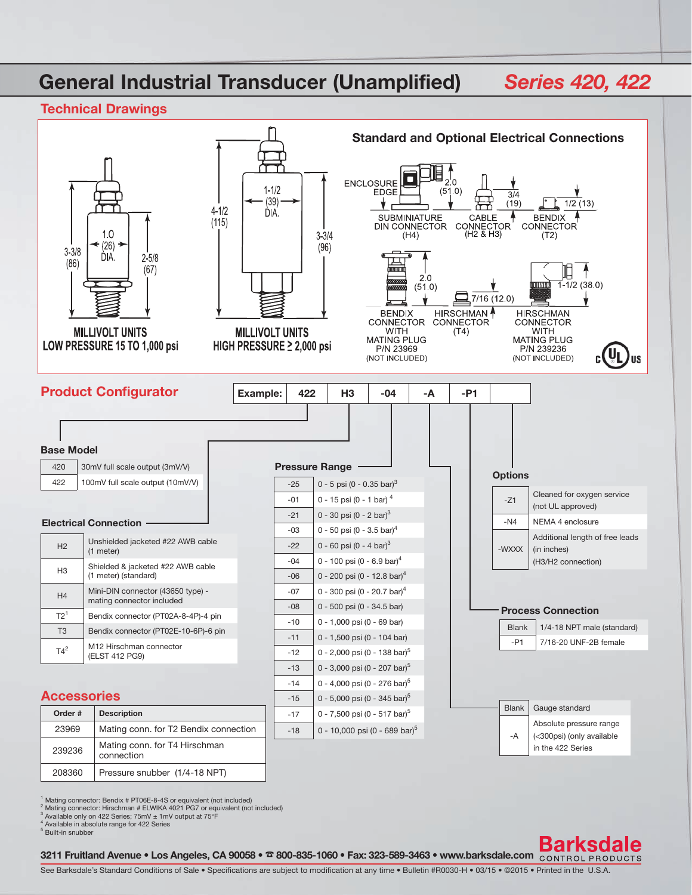# General Industrial Transducer (Unamplified) Series 420, 422

## Technical Drawings

MILLIVOLT UNITS
LOW PRESSURE 15 TO 1,000 psi

1.0 (26) DIA.
3-3/8 (86)
2-5/8 (67)

MILLIVOLT UNITS
HIGH PRESSURE ≥ 2,000 psi

4-1/2 (115)
1-1/2 (39) DIA.
3-3/4 (96)

### Standard and Optional Electrical Connections

ENCLOSURE EDGE
2.0 (51.0)
SUBMINIATURE DIN CONNECTOR (H4)

3/4 (19)
CABLE CONNECTOR (H2 & H3)

1/2 (13)
BENDIX CONNECTOR (T2)

2.0 (51.0)
BENDIX CONNECTOR WITH MATING PLUG P/N 23969 (NOT INCLUDED)

7/16 (12.0)
HIRSCHMAN CONNECTOR (T4)

1-1/2 (38.0)
HIRSCHMAN CONNECTOR WITH MATING PLUG P/N 239236 (NOT INCLUDED)

## Product Configurator

| Example: | 422 | H3 | -04 | -A | -P1 | |
|---|---|---|---|---|---|---|

### Base Model

| | |
|---|---|
| 420 | 30mV full scale output (3mV/V) |
| 422 | 100mV full scale output (10mV/V) |

### Electrical Connection

| | |
|---|---|
| H2 | Unshielded jacketed #22 AWG cable (1 meter) |
| H3 | Shielded & jacketed #22 AWG cable (1 meter) (standard) |
| H4 | Mini-DIN connector (43650 type) - mating connector included |
| T2[1] | Bendix connector (PT02A-8-4P)-4 pin |
| T3 | Bendix connector (PT02E-10-6P)-6 pin |
| T4[2] | M12 Hirschman connector (ELST 412 PG9) |

### Pressure Range

| | |
|---|---|
| -25 | 0 - 5 psi (0 - 0.35 bar)[3] |
| -01 | 0 - 15 psi (0 - 1 bar)[4] |
| -21 | 0 - 30 psi (0 - 2 bar)[3] |
| -03 | 0 - 50 psi (0 - 3.5 bar)[4] |
| -22 | 0 - 60 psi (0 - 4 bar)[3] |
| -04 | 0 - 100 psi (0 - 6.9 bar)[4] |
| -06 | 0 - 200 psi (0 - 12.8 bar)[4] |
| -07 | 0 - 300 psi (0 - 20.7 bar)[4] |
| -08 | 0 - 500 psi (0 - 34.5 bar) |
| -10 | 0 - 1,000 psi (0 - 69 bar) |
| -11 | 0 - 1,500 psi (0 - 104 bar) |
| -12 | 0 - 2,000 psi (0 - 138 bar)[5] |
| -13 | 0 - 3,000 psi (0 - 207 bar)[5] |
| -14 | 0 - 4,000 psi (0 - 276 bar)[5] |
| -15 | 0 - 5,000 psi (0 - 345 bar)[5] |
| -17 | 0 - 7,500 psi (0 - 517 bar)[5] |
| -18 | 0 - 10,000 psi (0 - 689 bar)[5] |

### Options

| | |
|---|---|
| -Z1 | Cleaned for oxygen service (not UL approved) |
| -N4 | NEMA 4 enclosure |
| -WXXX | Additional length of free leads (in inches) (H3/H2 connection) |

### Process Connection

| | |
|---|---|
| Blank | 1/4-18 NPT male (standard) |
| -P1 | 7/16-20 UNF-2B female |

| | |
|---|---|
| Blank | Gauge standard |
| -A | Absolute pressure range (<300psi) (only available in the 422 Series |

## Accessories

| Order # | Description |
|---|---|
| 23969 | Mating conn. for T2 Bendix connection |
| 239236 | Mating conn. for T4 Hirschman connection |
| 208360 | Pressure snubber (1/4-18 NPT) |

[1] Mating connector: Bendix # PT06E-8-4S or equivalent (not included)
[2] Mating connector: Hirschman # ELWIKA 4021 PG7 or equivalent (not included)
[3] Available only on 422 Series; 75mV ± 1mV output at 75°F
[4] Available in absolute range for 422 Series
[5] Built-in snubber

3211 Fruitland Avenue • Los Angeles, CA 90058 • ☎ 800-835-1060 • Fax: 323-589-3463 • www.barksdale.com

Barksdale CONTROL PRODUCTS

See Barksdale's Standard Conditions of Sale • Specifications are subject to modification at any time • Bulletin #R0030-H • 03/15 • ©2015 • Printed in the U.S.A.